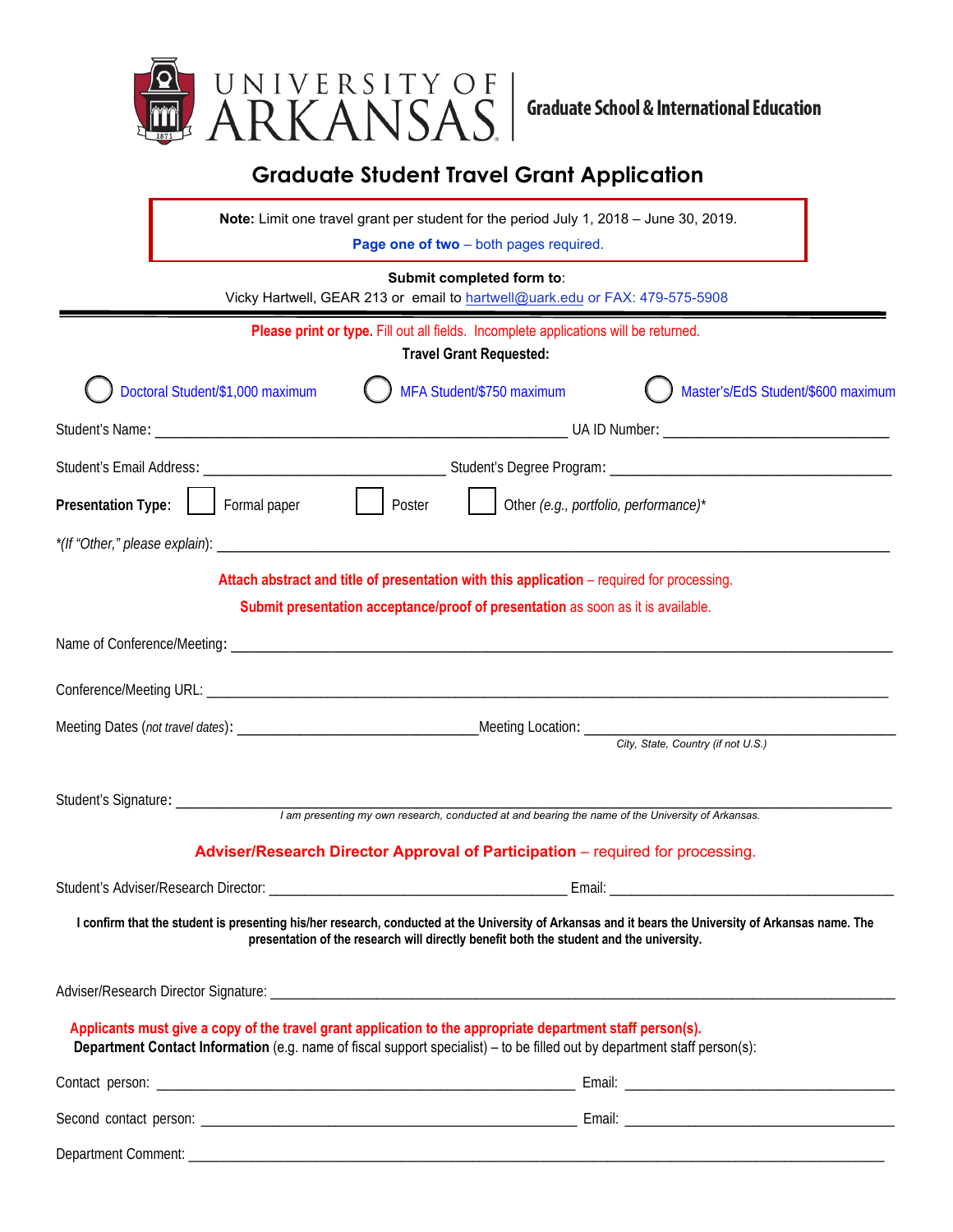UNIVERSITY OF ARKANSAS | Graduate School & International Education

# Graduate Student Travel Grant Application

**Note:** Limit one travel grant per student for the period July 1, 2018 – June 30, 2019.

**Page one of two** – both pages required.

**Submit completed form to**:
Vicky Hartwell, GEAR 213 or email to hartwell@uark.edu or FAX: 479-575-5908

---

**Please print or type.** Fill out all fields. Incomplete applications will be returned.

**Travel Grant Requested:**

◯ Doctoral Student/$1,000 maximum ◯ MFA Student/$750 maximum ◯ Master's/EdS Student/$600 maximum

Student's Name: ______________________________ UA ID Number: ______________________

Student's Email Address: ______________________ Student's Degree Program: ______________________

**Presentation Type:** ☐ Formal paper ☐ Poster ☐ Other *(e.g., portfolio, performance)**

*(If "Other," please explain)*: ________________________________________________

**Attach abstract and title of presentation with this application** – required for processing.

**Submit presentation acceptance/proof of presentation** as soon as it is available.

Name of Conference/Meeting: ________________________________________________

Conference/Meeting URL: ________________________________________________

Meeting Dates (*not travel dates*): ______________________ Meeting Location: ______________________
*City, State, Country (if not U.S.)*

Student's Signature: ________________________________________________
*I am presenting my own research, conducted at and bearing the name of the University of Arkansas.*

**Adviser/Research Director Approval of Participation** – required for processing.

Student's Adviser/Research Director: ______________________ Email: ______________________

**I confirm that the student is presenting his/her research, conducted at the University of Arkansas and it bears the University of Arkansas name. The presentation of the research will directly benefit both the student and the university.**

Adviser/Research Director Signature: ________________________________________________

**Applicants must give a copy of the travel grant application to the appropriate department staff person(s).**
**Department Contact Information** (e.g. name of fiscal support specialist) – to be filled out by department staff person(s):

Contact person: ______________________ Email: ______________________

Second contact person: ______________________ Email: ______________________

Department Comment: ________________________________________________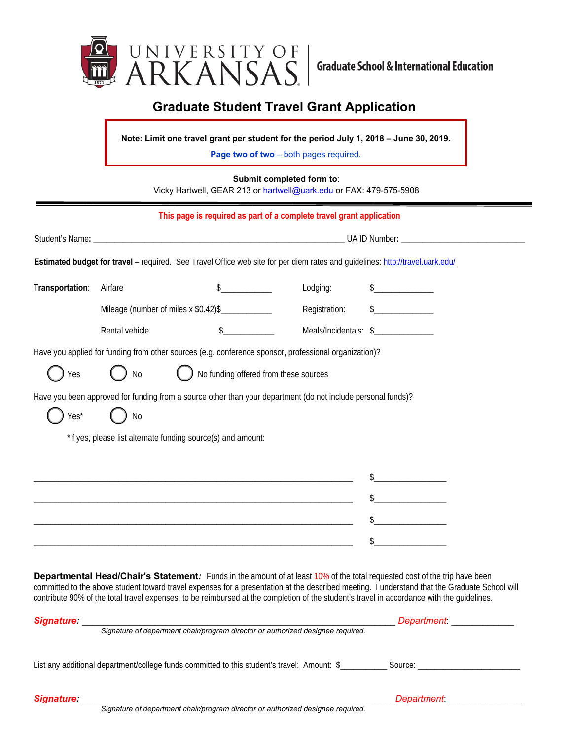UNIVERSITY OF ARKANSAS | Graduate School & International Education

# Graduate Student Travel Grant Application

**Note: Limit one travel grant per student for the period July 1, 2018 – June 30, 2019.**

**Page two of two** – both pages required.

**Submit completed form to**:
Vicky Hartwell, GEAR 213 or hartwell@uark.edu or FAX: 479-575-5908

---

This page is required as part of a complete travel grant application

Student's Name**:** ______________________________ UA ID Number**:** ______________________

**Estimated budget for travel** – required. See Travel Office web site for per diem rates and guidelines: http://travel.uark.edu/

| | | | | |
|---|---|---|---|---|
| **Transportation**: | Airfare | $___________ | Lodging: | $_____________ |
| | Mileage (number of miles x $0.42) | $___________ | Registration: | $_____________ |
| | Rental vehicle | $___________ | Meals/Incidentals: | $_____________ |

Have you applied for funding from other sources (e.g. conference sponsor, professional organization)?

◯ Yes ◯ No ◯ No funding offered from these sources

Have you been approved for funding from a source other than your department (do not include personal funds)?

◯ Yes* ◯ No

*If yes, please list alternate funding source(s) and amount:

______________________________________________ $_______________

______________________________________________ $_______________

______________________________________________ $_______________

______________________________________________ $_______________

**Departmental Head/Chair's Statement***:* Funds in the amount of at least 10% of the total requested cost of the trip have been committed to the above student toward travel expenses for a presentation at the described meeting. I understand that the Graduate School will contribute 90% of the total travel expenses, to be reimbursed at the completion of the student's travel in accordance with the guidelines.

***Signature:*** ______________________________________________ *Department*: _____________

*Signature of department chair/program director or authorized designee required.*

List any additional department/college funds committed to this student's travel: Amount: $__________ Source: ______________________

***Signature:*** ______________________________________________ *Department*: _______________

*Signature of department chair/program director or authorized designee required.*